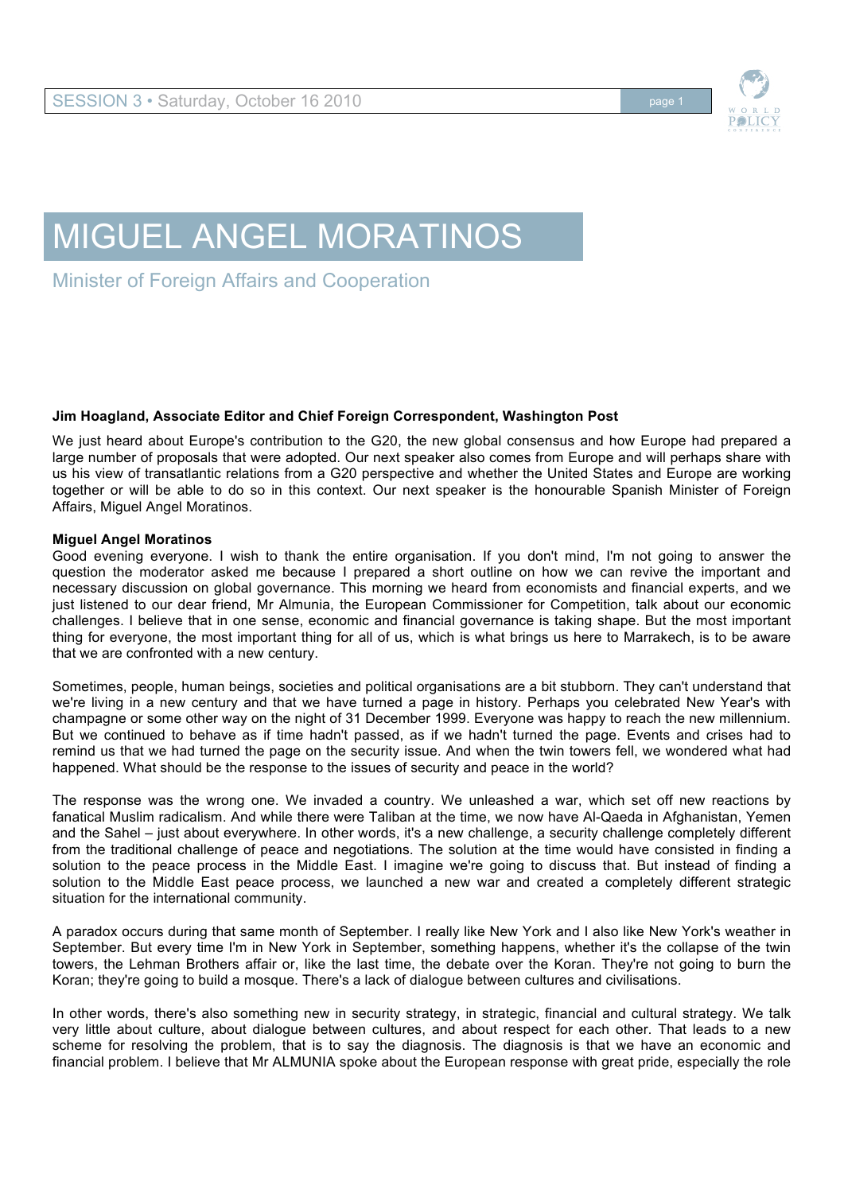# MIGUEL ANGEL MORATINOS

Minister of Foreign Affairs and Cooperation

**Jim Hoagland, Associate Editor and Chief Foreign Correspondent, Washington Post**

We just heard about Europe's contribution to the G20, the new global consensus and how Europe had prepared a large number of proposals that were adopted. Our next speaker also comes from Europe and will perhaps share with us his view of transatlantic relations from a G20 perspective and whether the United States and Europe are working together or will be able to do so in this context. Our next speaker is the honourable Spanish Minister of Foreign Affairs, Miguel Angel Moratinos.

**Miguel Angel Moratinos**

Good evening everyone. I wish to thank the entire organisation. If you don't mind, I'm not going to answer the question the moderator asked me because I prepared a short outline on how we can revive the important and necessary discussion on global governance. This morning we heard from economists and financial experts, and we just listened to our dear friend, Mr Almunia, the European Commissioner for Competition, talk about our economic challenges. I believe that in one sense, economic and financial governance is taking shape. But the most important thing for everyone, the most important thing for all of us, which is what brings us here to Marrakech, is to be aware that we are confronted with a new century.

Sometimes, people, human beings, societies and political organisations are a bit stubborn. They can't understand that we're living in a new century and that we have turned a page in history. Perhaps you celebrated New Year's with champagne or some other way on the night of 31 December 1999. Everyone was happy to reach the new millennium. But we continued to behave as if time hadn't passed, as if we hadn't turned the page. Events and crises had to remind us that we had turned the page on the security issue. And when the twin towers fell, we wondered what had happened. What should be the response to the issues of security and peace in the world?

The response was the wrong one. We invaded a country. We unleashed a war, which set off new reactions by fanatical Muslim radicalism. And while there were Taliban at the time, we now have Al-Qaeda in Afghanistan, Yemen and the Sahel – just about everywhere. In other words, it's a new challenge, a security challenge completely different from the traditional challenge of peace and negotiations. The solution at the time would have consisted in finding a solution to the peace process in the Middle East. I imagine we're going to discuss that. But instead of finding a solution to the Middle East peace process, we launched a new war and created a completely different strategic situation for the international community.

A paradox occurs during that same month of September. I really like New York and I also like New York's weather in September. But every time I'm in New York in September, something happens, whether it's the collapse of the twin towers, the Lehman Brothers affair or, like the last time, the debate over the Koran. They're not going to burn the Koran; they're going to build a mosque. There's a lack of dialogue between cultures and civilisations.

In other words, there's also something new in security strategy, in strategic, financial and cultural strategy. We talk very little about culture, about dialogue between cultures, and about respect for each other. That leads to a new scheme for resolving the problem, that is to say the diagnosis. The diagnosis is that we have an economic and financial problem. I believe that Mr ALMUNIA spoke about the European response with great pride, especially the role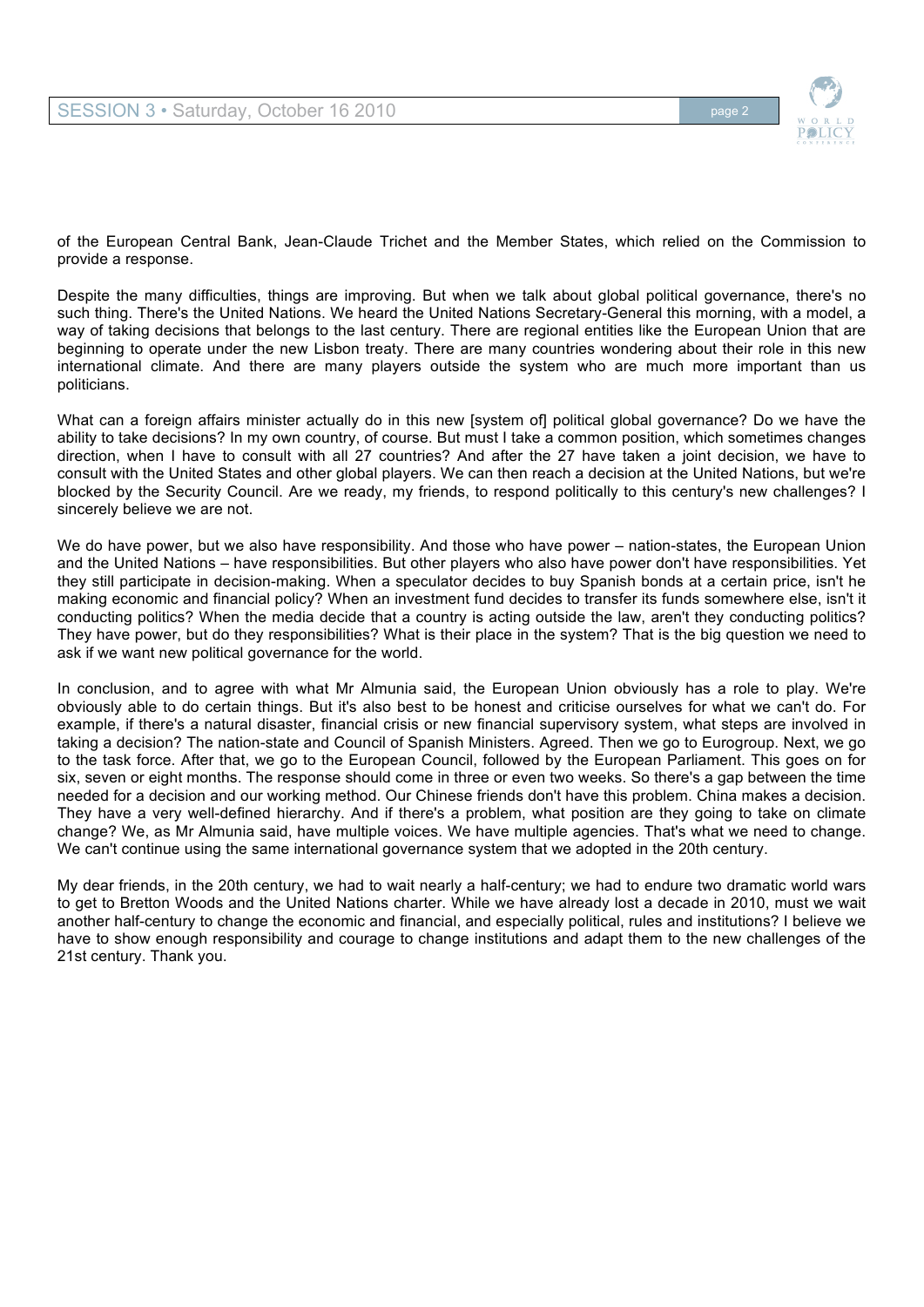of the European Central Bank, Jean-Claude Trichet and the Member States, which relied on the Commission to provide a response.

Despite the many difficulties, things are improving. But when we talk about global political governance, there's no such thing. There's the United Nations. We heard the United Nations Secretary-General this morning, with a model, a way of taking decisions that belongs to the last century. There are regional entities like the European Union that are beginning to operate under the new Lisbon treaty. There are many countries wondering about their role in this new international climate. And there are many players outside the system who are much more important than us politicians.

What can a foreign affairs minister actually do in this new [system of] political global governance? Do we have the ability to take decisions? In my own country, of course. But must I take a common position, which sometimes changes direction, when I have to consult with all 27 countries? And after the 27 have taken a joint decision, we have to consult with the United States and other global players. We can then reach a decision at the United Nations, but we're blocked by the Security Council. Are we ready, my friends, to respond politically to this century's new challenges? I sincerely believe we are not.

We do have power, but we also have responsibility. And those who have power – nation-states, the European Union and the United Nations – have responsibilities. But other players who also have power don't have responsibilities. Yet they still participate in decision-making. When a speculator decides to buy Spanish bonds at a certain price, isn't he making economic and financial policy? When an investment fund decides to transfer its funds somewhere else, isn't it conducting politics? When the media decide that a country is acting outside the law, aren't they conducting politics? They have power, but do they responsibilities? What is their place in the system? That is the big question we need to ask if we want new political governance for the world.

In conclusion, and to agree with what Mr Almunia said, the European Union obviously has a role to play. We're obviously able to do certain things. But it's also best to be honest and criticise ourselves for what we can't do. For example, if there's a natural disaster, financial crisis or new financial supervisory system, what steps are involved in taking a decision? The nation-state and Council of Spanish Ministers. Agreed. Then we go to Eurogroup. Next, we go to the task force. After that, we go to the European Council, followed by the European Parliament. This goes on for six, seven or eight months. The response should come in three or even two weeks. So there's a gap between the time needed for a decision and our working method. Our Chinese friends don't have this problem. China makes a decision. They have a very well-defined hierarchy. And if there's a problem, what position are they going to take on climate change? We, as Mr Almunia said, have multiple voices. We have multiple agencies. That's what we need to change. We can't continue using the same international governance system that we adopted in the 20th century.

My dear friends, in the 20th century, we had to wait nearly a half-century; we had to endure two dramatic world wars to get to Bretton Woods and the United Nations charter. While we have already lost a decade in 2010, must we wait another half-century to change the economic and financial, and especially political, rules and institutions? I believe we have to show enough responsibility and courage to change institutions and adapt them to the new challenges of the 21st century. Thank you.